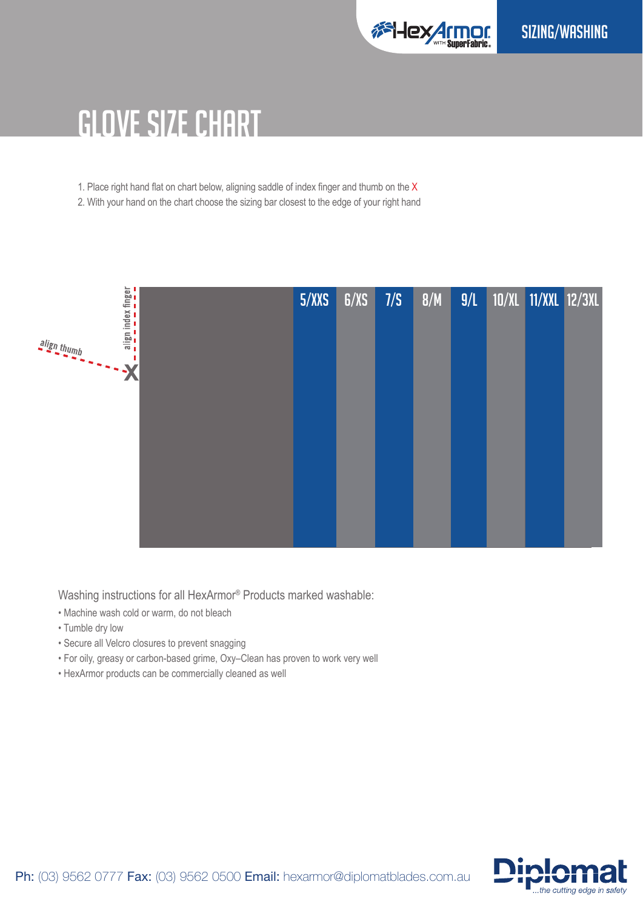SIZING/WASHING

# GLOVE SIZE CHART

1. Place right hand flat on chart below, aligning saddle of index finger and thumb on the X
2. With your hand on the chart choose the sizing bar closest to the edge of your right hand

align index finger

align thumb

X

| 5/XXS | 6/XS | 7/S | 8/M | 9/L | 10/XL | 11/XXL | 12/3XL |
| --- | --- | --- | --- | --- | --- | --- | --- |

Washing instructions for all HexArmor® Products marked washable:

- Machine wash cold or warm, do not bleach
- Tumble dry low
- Secure all Velcro closures to prevent snagging
- For oily, greasy or carbon-based grime, Oxy–Clean has proven to work very well
- HexArmor products can be commercially cleaned as well

**Ph:** (03) 9562 0777 **Fax:** (03) 9562 0500 **Email:** hexarmor@diplomatblades.com.au

Diplomat ...the cutting edge in safety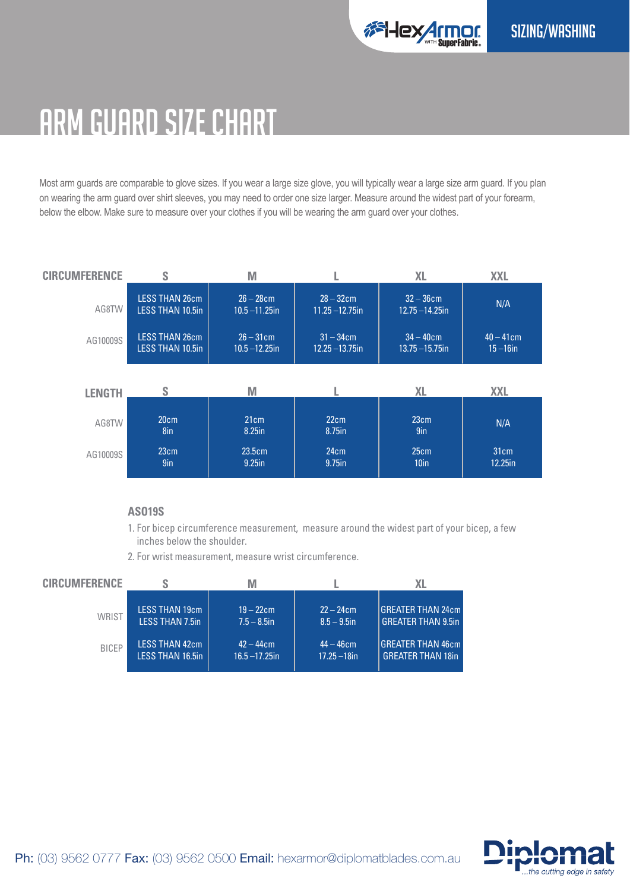# ARM GUARD SIZE CHART

Most arm guards are comparable to glove sizes. If you wear a large size glove, you will typically wear a large size arm guard. If you plan on wearing the arm guard over shirt sleeves, you may need to order one size larger. Measure around the widest part of your forearm, below the elbow. Make sure to measure over your clothes if you will be wearing the arm guard over your clothes.

| CIRCUMFERENCE | S | M | L | XL | XXL |
|---|---|---|---|---|---|
| AG8TW | LESS THAN 26cm LESS THAN 10.5in | 26 – 28cm 10.5 –11.25in | 28 – 32cm 11.25 –12.75in | 32 – 36cm 12.75 –14.25in | N/A |
| AG10009S | LESS THAN 26cm LESS THAN 10.5in | 26 – 31cm 10.5 –12.25in | 31 – 34cm 12.25 –13.75in | 34 – 40cm 13.75 –15.75in | 40 – 41cm 15 –16in |

| LENGTH | S | M | L | XL | XXL |
|---|---|---|---|---|---|
| AG8TW | 20cm 8in | 21cm 8.25in | 22cm 8.75in | 23cm 9in | N/A |
| AG10009S | 23cm 9in | 23.5cm 9.25in | 24cm 9.75in | 25cm 10in | 31cm 12.25in |

**AS019S**

1. For bicep circumference measurement, measure around the widest part of your bicep, a few inches below the shoulder.
2. For wrist measurement, measure wrist circumference.

| CIRCUMFERENCE | S | M | L | XL |
|---|---|---|---|---|
| WRIST | LESS THAN 19cm LESS THAN 7.5in | 19 – 22cm 7.5 – 8.5in | 22 – 24cm 8.5 – 9.5in | GREATER THAN 24cm GREATER THAN 9.5in |
| BICEP | LESS THAN 42cm LESS THAN 16.5in | 42 – 44cm 16.5 –17.25in | 44 – 46cm 17.25 –18in | GREATER THAN 46cm GREATER THAN 18in |

**Ph:** (03) 9562 0777 **Fax:** (03) 9562 0500 **Email:** hexarmor@diplomatblades.com.au